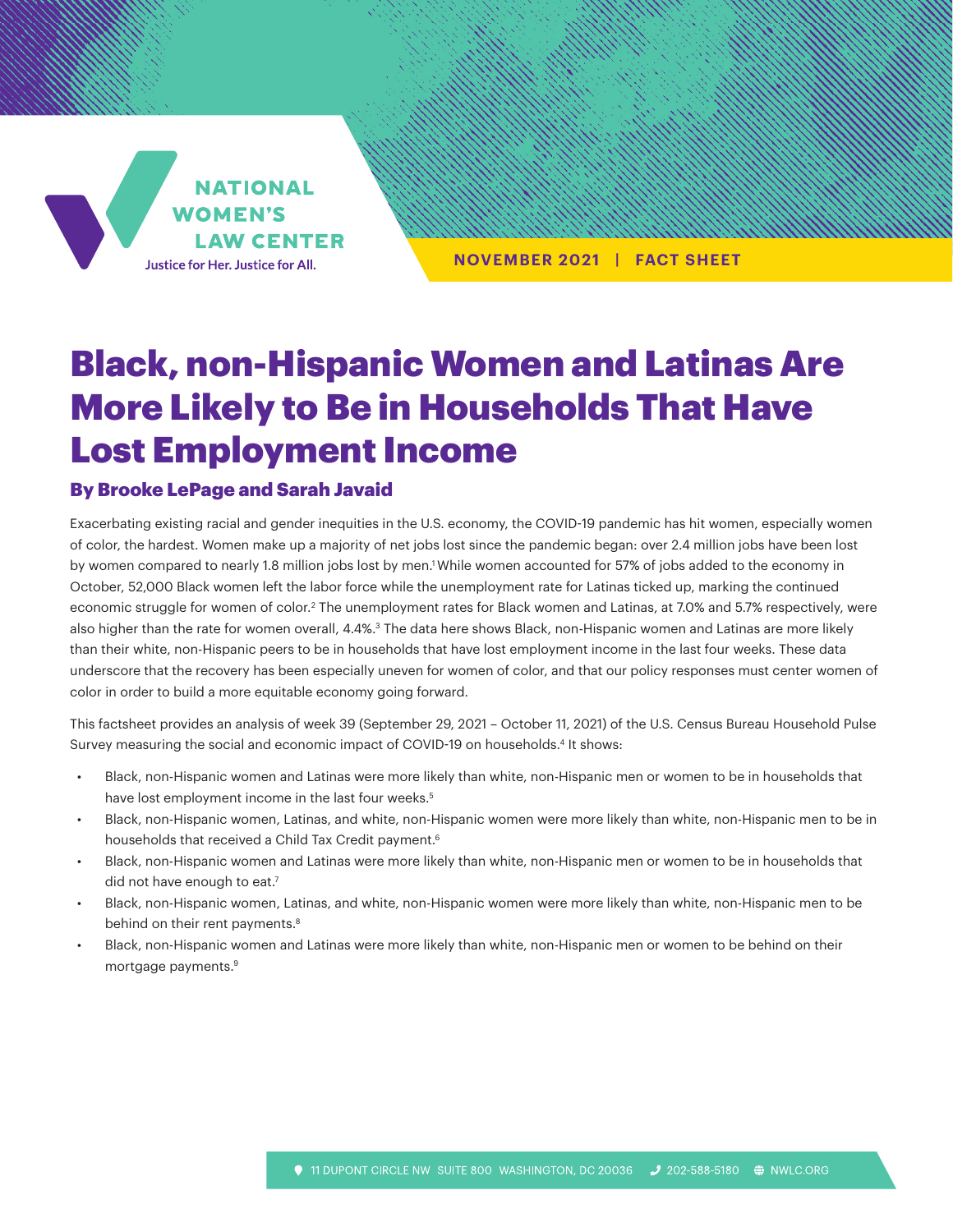NATIONAL WOMEN'S LAW CENTER

Justice for Her. Justice for All.

NOVEMBER 2021 | FACT SHEET

# Black, non-Hispanic Women and Latinas Are More Likely to Be in Households That Have Lost Employment Income

### By Brooke LePage and Sarah Javaid

Exacerbating existing racial and gender inequities in the U.S. economy, the COVID-19 pandemic has hit women, especially women of color, the hardest. Women make up a majority of net jobs lost since the pandemic began: over 2.4 million jobs have been lost by women compared to nearly 1.8 million jobs lost by men.[1] While women accounted for 57% of jobs added to the economy in October, 52,000 Black women left the labor force while the unemployment rate for Latinas ticked up, marking the continued economic struggle for women of color.[2] The unemployment rates for Black women and Latinas, at 7.0% and 5.7% respectively, were also higher than the rate for women overall, 4.4%.[3] The data here shows Black, non-Hispanic women and Latinas are more likely than their white, non-Hispanic peers to be in households that have lost employment income in the last four weeks. These data underscore that the recovery has been especially uneven for women of color, and that our policy responses must center women of color in order to build a more equitable economy going forward.

This factsheet provides an analysis of week 39 (September 29, 2021 – October 11, 2021) of the U.S. Census Bureau Household Pulse Survey measuring the social and economic impact of COVID-19 on households.[4] It shows:

- Black, non-Hispanic women and Latinas were more likely than white, non-Hispanic men or women to be in households that have lost employment income in the last four weeks.[5]
- Black, non-Hispanic women, Latinas, and white, non-Hispanic women were more likely than white, non-Hispanic men to be in households that received a Child Tax Credit payment.[6]
- Black, non-Hispanic women and Latinas were more likely than white, non-Hispanic men or women to be in households that did not have enough to eat.[7]
- Black, non-Hispanic women, Latinas, and white, non-Hispanic women were more likely than white, non-Hispanic men to be behind on their rent payments.[8]
- Black, non-Hispanic women and Latinas were more likely than white, non-Hispanic men or women to be behind on their mortgage payments.[9]

11 DUPONT CIRCLE NW SUITE 800 WASHINGTON, DC 20036 | 202-588-5180 | NWLC.ORG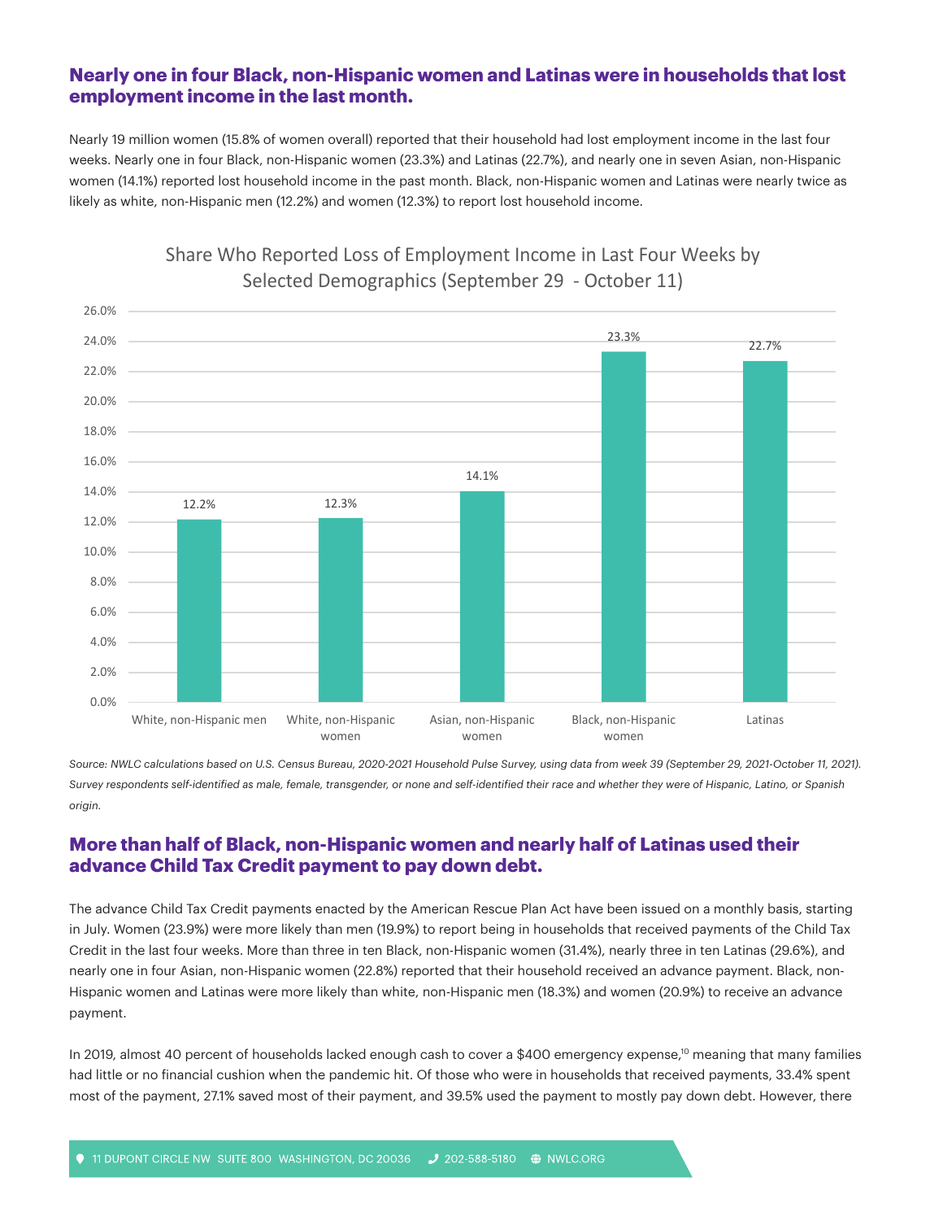## Nearly one in four Black, non-Hispanic women and Latinas were in households that lost employment income in the last month.

Nearly 19 million women (15.8% of women overall) reported that their household had lost employment income in the last four weeks. Nearly one in four Black, non-Hispanic women (23.3%) and Latinas (22.7%), and nearly one in seven Asian, non-Hispanic women (14.1%) reported lost household income in the past month. Black, non-Hispanic women and Latinas were nearly twice as likely as white, non-Hispanic men (12.2%) and women (12.3%) to report lost household income.

**Share Who Reported Loss of Employment Income in Last Four Weeks by Selected Demographics (September 29 - October 11)**

| Group | Share |
|---|---|
| White, non-Hispanic men | 12.2% |
| White, non-Hispanic women | 12.3% |
| Asian, non-Hispanic women | 14.1% |
| Black, non-Hispanic women | 23.3% |
| Latinas | 22.7% |

*Source: NWLC calculations based on U.S. Census Bureau, 2020-2021 Household Pulse Survey, using data from week 39 (September 29, 2021-October 11, 2021). Survey respondents self-identified as male, female, transgender, or none and self-identified their race and whether they were of Hispanic, Latino, or Spanish origin.*

## More than half of Black, non-Hispanic women and nearly half of Latinas used their advance Child Tax Credit payment to pay down debt.

The advance Child Tax Credit payments enacted by the American Rescue Plan Act have been issued on a monthly basis, starting in July. Women (23.9%) were more likely than men (19.9%) to report being in households that received payments of the Child Tax Credit in the last four weeks. More than three in ten Black, non-Hispanic women (31.4%), nearly three in ten Latinas (29.6%), and nearly one in four Asian, non-Hispanic women (22.8%) reported that their household received an advance payment. Black, non-Hispanic women and Latinas were more likely than white, non-Hispanic men (18.3%) and women (20.9%) to receive an advance payment.

In 2019, almost 40 percent of households lacked enough cash to cover a $400 emergency expense,[10] meaning that many families had little or no financial cushion when the pandemic hit. Of those who were in households that received payments, 33.4% spent most of the payment, 27.1% saved most of their payment, and 39.5% used the payment to mostly pay down debt. However, there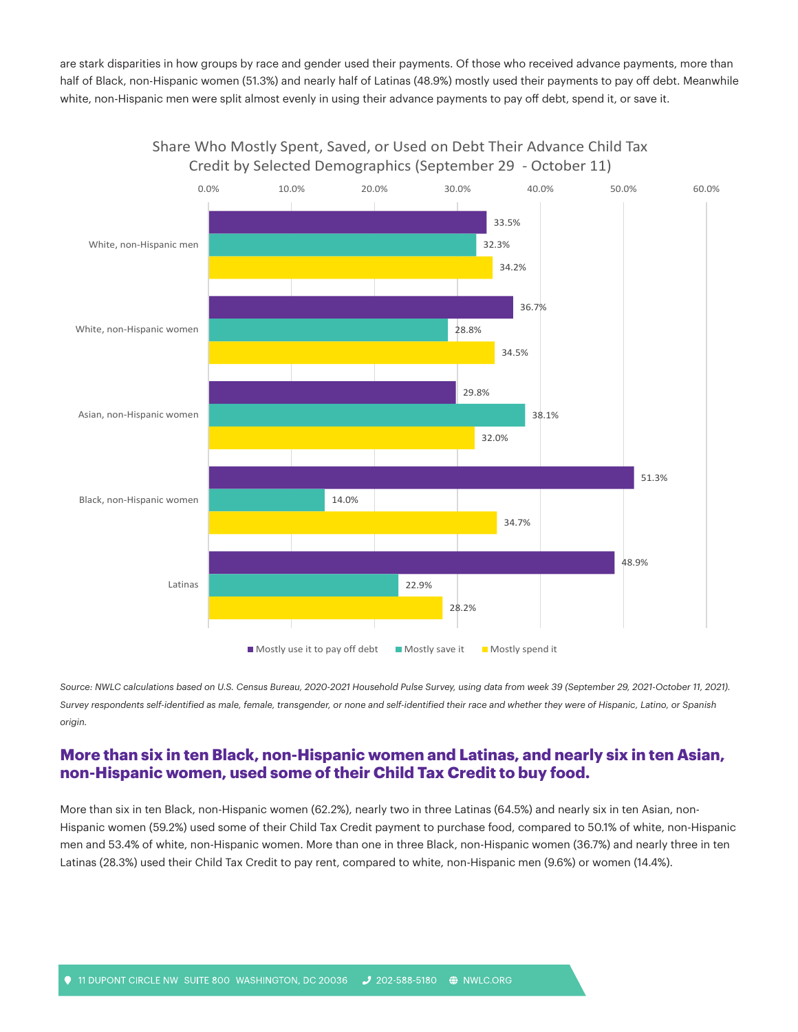are stark disparities in how groups by race and gender used their payments. Of those who received advance payments, more than half of Black, non-Hispanic women (51.3%) and nearly half of Latinas (48.9%) mostly used their payments to pay off debt. Meanwhile white, non-Hispanic men were split almost evenly in using their advance payments to pay off debt, spend it, or save it.

**Share Who Mostly Spent, Saved, or Used on Debt Their Advance Child Tax Credit by Selected Demographics (September 29 - October 11)**

| | Mostly use it to pay off debt | Mostly save it | Mostly spend it |
|---|---|---|---|
| White, non-Hispanic men | 33.5% | 32.3% | 34.2% |
| White, non-Hispanic women | 36.7% | 28.8% | 34.5% |
| Asian, non-Hispanic women | 29.8% | 38.1% | 32.0% |
| Black, non-Hispanic women | 51.3% | 14.0% | 34.7% |
| Latinas | 48.9% | 22.9% | 28.2% |

*Source: NWLC calculations based on U.S. Census Bureau, 2020-2021 Household Pulse Survey, using data from week 39 (September 29, 2021-October 11, 2021). Survey respondents self-identified as male, female, transgender, or none and self-identified their race and whether they were of Hispanic, Latino, or Spanish origin.*

## More than six in ten Black, non-Hispanic women and Latinas, and nearly six in ten Asian, non-Hispanic women, used some of their Child Tax Credit to buy food.

More than six in ten Black, non-Hispanic women (62.2%), nearly two in three Latinas (64.5%) and nearly six in ten Asian, non-Hispanic women (59.2%) used some of their Child Tax Credit payment to purchase food, compared to 50.1% of white, non-Hispanic men and 53.4% of white, non-Hispanic women. More than one in three Black, non-Hispanic women (36.7%) and nearly three in ten Latinas (28.3%) used their Child Tax Credit to pay rent, compared to white, non-Hispanic men (9.6%) or women (14.4%).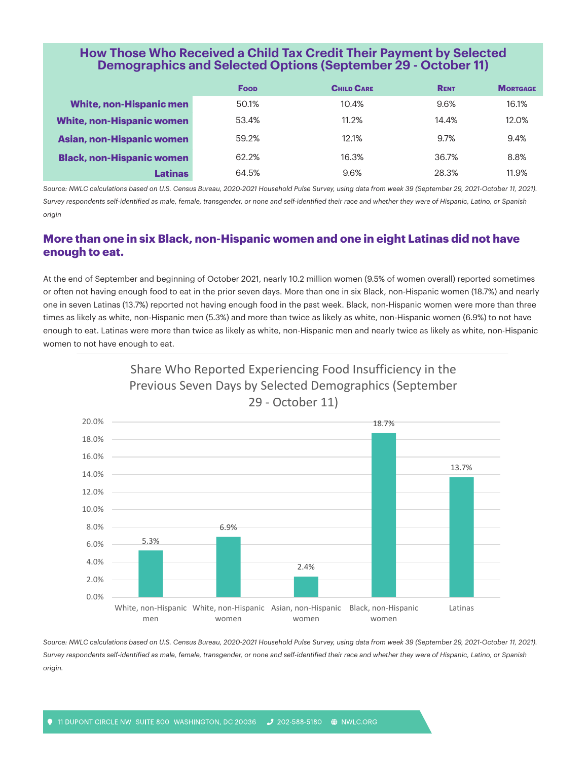### How Those Who Received a Child Tax Credit Their Payment by Selected Demographics and Selected Options (September 29 - October 11)

| | Food | Child Care | Rent | Mortgage |
|---|---|---|---|---|
| **White, non-Hispanic men** | 50.1% | 10.4% | 9.6% | 16.1% |
| **White, non-Hispanic women** | 53.4% | 11.2% | 14.4% | 12.0% |
| **Asian, non-Hispanic women** | 59.2% | 12.1% | 9.7% | 9.4% |
| **Black, non-Hispanic women** | 62.2% | 16.3% | 36.7% | 8.8% |
| **Latinas** | 64.5% | 9.6% | 28.3% | 11.9% |

*Source: NWLC calculations based on U.S. Census Bureau, 2020-2021 Household Pulse Survey, using data from week 39 (September 29, 2021-October 11, 2021). Survey respondents self-identified as male, female, transgender, or none and self-identified their race and whether they were of Hispanic, Latino, or Spanish origin*

## More than one in six Black, non-Hispanic women and one in eight Latinas did not have enough to eat.

At the end of September and beginning of October 2021, nearly 10.2 million women (9.5% of women overall) reported sometimes or often not having enough food to eat in the prior seven days. More than one in six Black, non-Hispanic women (18.7%) and nearly one in seven Latinas (13.7%) reported not having enough food in the past week. Black, non-Hispanic women were more than three times as likely as white, non-Hispanic men (5.3%) and more than twice as likely as white, non-Hispanic women (6.9%) to not have enough to eat. Latinas were more than twice as likely as white, non-Hispanic men and nearly twice as likely as white, non-Hispanic women to not have enough to eat.

**Share Who Reported Experiencing Food Insufficiency in the Previous Seven Days by Selected Demographics (September 29 - October 11)**

| Group | Share |
|---|---|
| White, non-Hispanic men | 5.3% |
| White, non-Hispanic women | 6.9% |
| Asian, non-Hispanic women | 2.4% |
| Black, non-Hispanic women | 18.7% |
| Latinas | 13.7% |

*Source: NWLC calculations based on U.S. Census Bureau, 2020-2021 Household Pulse Survey, using data from week 39 (September 29, 2021-October 11, 2021). Survey respondents self-identified as male, female, transgender, or none and self-identified their race and whether they were of Hispanic, Latino, or Spanish origin.*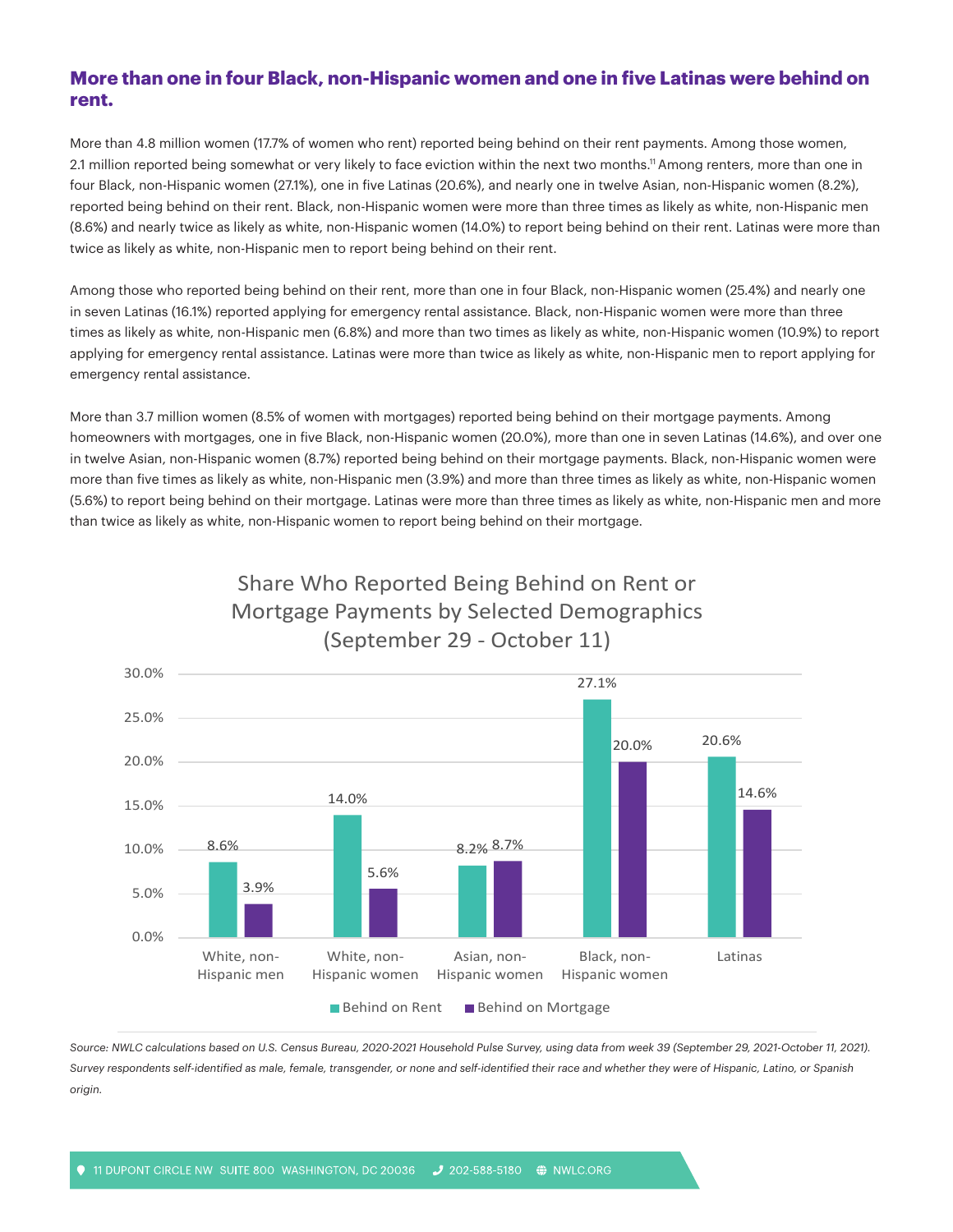## More than one in four Black, non-Hispanic women and one in five Latinas were behind on rent.

More than 4.8 million women (17.7% of women who rent) reported being behind on their rent payments. Among those women, 2.1 million reported being somewhat or very likely to face eviction within the next two months.[11] Among renters, more than one in four Black, non-Hispanic women (27.1%), one in five Latinas (20.6%), and nearly one in twelve Asian, non-Hispanic women (8.2%), reported being behind on their rent. Black, non-Hispanic women were more than three times as likely as white, non-Hispanic men (8.6%) and nearly twice as likely as white, non-Hispanic women (14.0%) to report being behind on their rent. Latinas were more than twice as likely as white, non-Hispanic men to report being behind on their rent.

Among those who reported being behind on their rent, more than one in four Black, non-Hispanic women (25.4%) and nearly one in seven Latinas (16.1%) reported applying for emergency rental assistance. Black, non-Hispanic women were more than three times as likely as white, non-Hispanic men (6.8%) and more than two times as likely as white, non-Hispanic women (10.9%) to report applying for emergency rental assistance. Latinas were more than twice as likely as white, non-Hispanic men to report applying for emergency rental assistance.

More than 3.7 million women (8.5% of women with mortgages) reported being behind on their mortgage payments. Among homeowners with mortgages, one in five Black, non-Hispanic women (20.0%), more than one in seven Latinas (14.6%), and over one in twelve Asian, non-Hispanic women (8.7%) reported being behind on their mortgage payments. Black, non-Hispanic women were more than five times as likely as white, non-Hispanic men (3.9%) and more than three times as likely as white, non-Hispanic women (5.6%) to report being behind on their mortgage. Latinas were more than three times as likely as white, non-Hispanic men and more than twice as likely as white, non-Hispanic women to report being behind on their mortgage.

**Share Who Reported Being Behind on Rent or Mortgage Payments by Selected Demographics (September 29 - October 11)**

| | Behind on Rent | Behind on Mortgage |
|---|---|---|
| White, non-Hispanic men | 8.6% | 3.9% |
| White, non-Hispanic women | 14.0% | 5.6% |
| Asian, non-Hispanic women | 8.2% | 8.7% |
| Black, non-Hispanic women | 27.1% | 20.0% |
| Latinas | 20.6% | 14.6% |

*Source: NWLC calculations based on U.S. Census Bureau, 2020-2021 Household Pulse Survey, using data from week 39 (September 29, 2021-October 11, 2021). Survey respondents self-identified as male, female, transgender, or none and self-identified their race and whether they were of Hispanic, Latino, or Spanish origin.*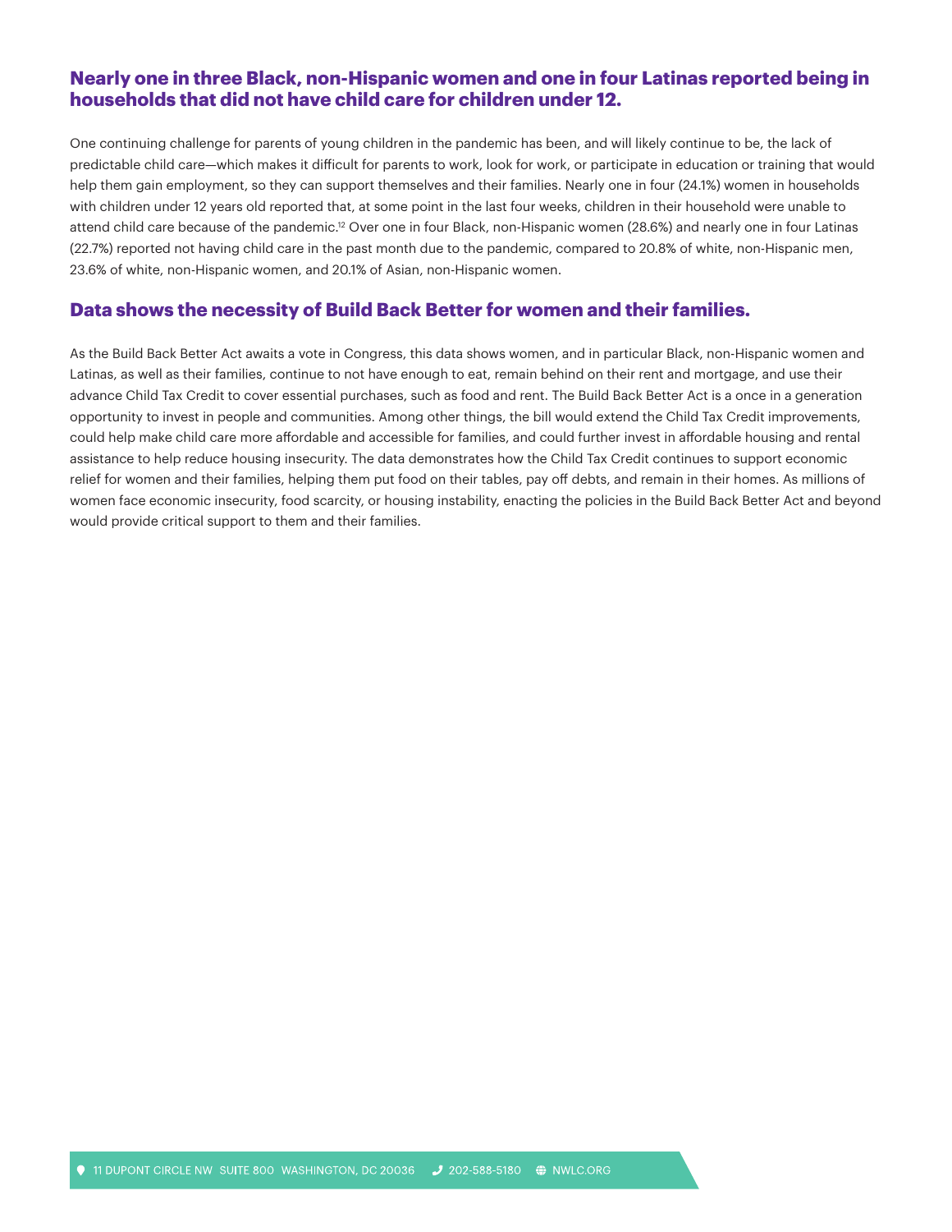## Nearly one in three Black, non-Hispanic women and one in four Latinas reported being in households that did not have child care for children under 12.

One continuing challenge for parents of young children in the pandemic has been, and will likely continue to be, the lack of predictable child care—which makes it difficult for parents to work, look for work, or participate in education or training that would help them gain employment, so they can support themselves and their families. Nearly one in four (24.1%) women in households with children under 12 years old reported that, at some point in the last four weeks, children in their household were unable to attend child care because of the pandemic.[12] Over one in four Black, non-Hispanic women (28.6%) and nearly one in four Latinas (22.7%) reported not having child care in the past month due to the pandemic, compared to 20.8% of white, non-Hispanic men, 23.6% of white, non-Hispanic women, and 20.1% of Asian, non-Hispanic women.

## Data shows the necessity of Build Back Better for women and their families.

As the Build Back Better Act awaits a vote in Congress, this data shows women, and in particular Black, non-Hispanic women and Latinas, as well as their families, continue to not have enough to eat, remain behind on their rent and mortgage, and use their advance Child Tax Credit to cover essential purchases, such as food and rent. The Build Back Better Act is a once in a generation opportunity to invest in people and communities. Among other things, the bill would extend the Child Tax Credit improvements, could help make child care more affordable and accessible for families, and could further invest in affordable housing and rental assistance to help reduce housing insecurity. The data demonstrates how the Child Tax Credit continues to support economic relief for women and their families, helping them put food on their tables, pay off debts, and remain in their homes. As millions of women face economic insecurity, food scarcity, or housing instability, enacting the policies in the Build Back Better Act and beyond would provide critical support to them and their families.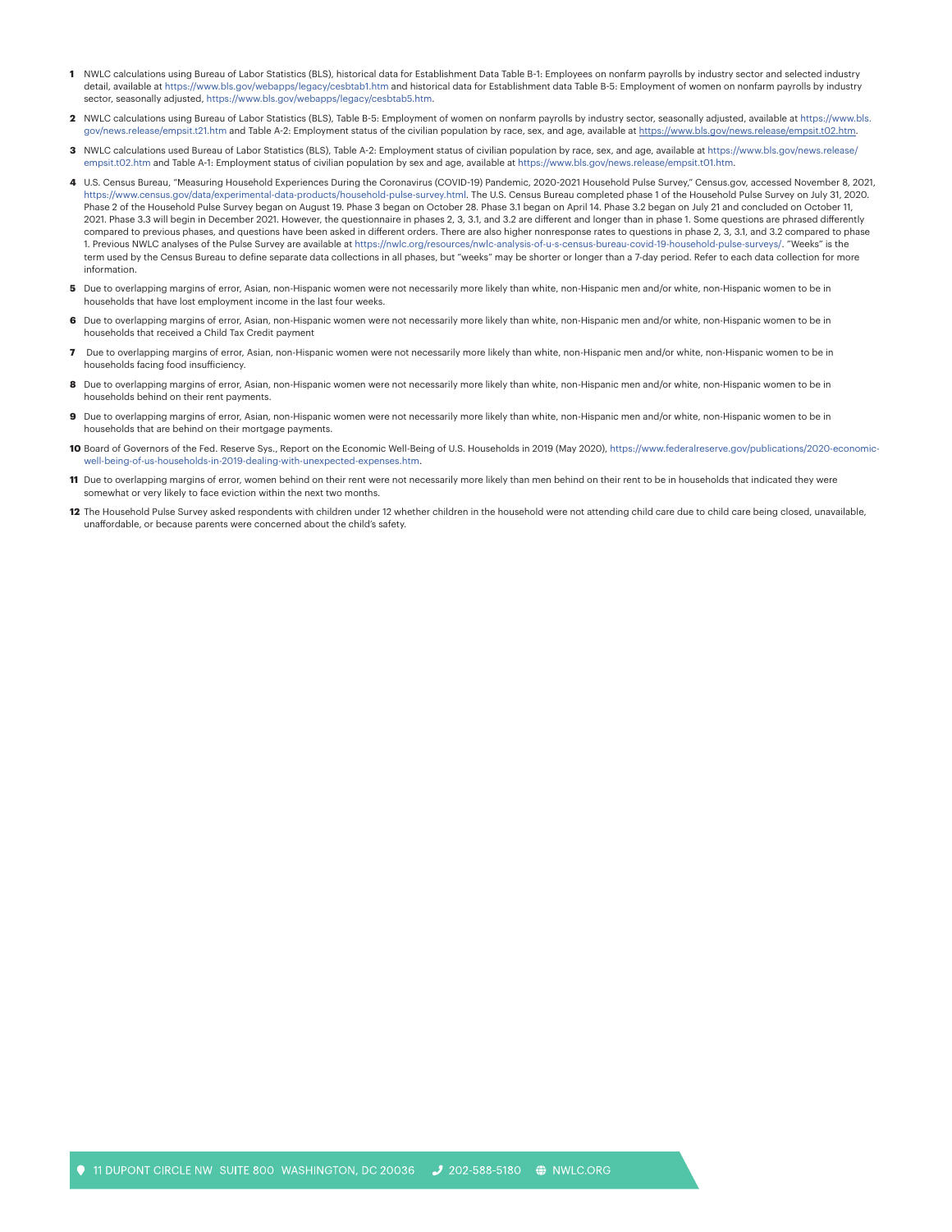1 NWLC calculations using Bureau of Labor Statistics (BLS), historical data for Establishment Data Table B-1: Employees on nonfarm payrolls by industry sector and selected industry detail, available at https://www.bls.gov/webapps/legacy/cesbtab1.htm and historical data for Establishment data Table B-5: Employment of women on nonfarm payrolls by industry sector, seasonally adjusted, https://www.bls.gov/webapps/legacy/cesbtab5.htm.

2 NWLC calculations using Bureau of Labor Statistics (BLS), Table B-5: Employment of women on nonfarm payrolls by industry sector, seasonally adjusted, available at https://www.bls.gov/news.release/empsit.t21.htm and Table A-2: Employment status of the civilian population by race, sex, and age, available at https://www.bls.gov/news.release/empsit.t02.htm.

3 NWLC calculations used Bureau of Labor Statistics (BLS), Table A-2: Employment status of civilian population by race, sex, and age, available at https://www.bls.gov/news.release/empsit.t02.htm and Table A-1: Employment status of civilian population by sex and age, available at https://www.bls.gov/news.release/empsit.t01.htm.

4 U.S. Census Bureau, "Measuring Household Experiences During the Coronavirus (COVID-19) Pandemic, 2020-2021 Household Pulse Survey," Census.gov, accessed November 8, 2021, https://www.census.gov/data/experimental-data-products/household-pulse-survey.html. The U.S. Census Bureau completed phase 1 of the Household Pulse Survey on July 31, 2020. Phase 2 of the Household Pulse Survey began on August 19. Phase 3 began on October 28. Phase 3.1 began on April 14. Phase 3.2 began on July 21 and concluded on October 11, 2021. Phase 3.3 will begin in December 2021. However, the questionnaire in phases 2, 3, 3.1, and 3.2 are different and longer than in phase 1. Some questions are phrased differently compared to previous phases, and questions have been asked in different orders. There are also higher nonresponse rates to questions in phase 2, 3, 3.1, and 3.2 compared to phase 1. Previous NWLC analyses of the Pulse Survey are available at https://nwlc.org/resources/nwlc-analysis-of-u-s-census-bureau-covid-19-household-pulse-surveys/. "Weeks" is the term used by the Census Bureau to define separate data collections in all phases, but "weeks" may be shorter or longer than a 7-day period. Refer to each data collection for more information.

5 Due to overlapping margins of error, Asian, non-Hispanic women were not necessarily more likely than white, non-Hispanic men and/or white, non-Hispanic women to be in households that have lost employment income in the last four weeks.

6 Due to overlapping margins of error, Asian, non-Hispanic women were not necessarily more likely than white, non-Hispanic men and/or white, non-Hispanic women to be in households that received a Child Tax Credit payment

7 Due to overlapping margins of error, Asian, non-Hispanic women were not necessarily more likely than white, non-Hispanic men and/or white, non-Hispanic women to be in households facing food insufficiency.

8 Due to overlapping margins of error, Asian, non-Hispanic women were not necessarily more likely than white, non-Hispanic men and/or white, non-Hispanic women to be in households behind on their rent payments.

9 Due to overlapping margins of error, Asian, non-Hispanic women were not necessarily more likely than white, non-Hispanic men and/or white, non-Hispanic women to be in households that are behind on their mortgage payments.

10 Board of Governors of the Fed. Reserve Sys., Report on the Economic Well-Being of U.S. Households in 2019 (May 2020), https://www.federalreserve.gov/publications/2020-economic-well-being-of-us-households-in-2019-dealing-with-unexpected-expenses.htm.

11 Due to overlapping margins of error, women behind on their rent were not necessarily more likely than men behind on their rent to be in households that indicated they were somewhat or very likely to face eviction within the next two months.

12 The Household Pulse Survey asked respondents with children under 12 whether children in the household were not attending child care due to child care being closed, unavailable, unaffordable, or because parents were concerned about the child's safety.

11 DUPONT CIRCLE NW SUITE 800 WASHINGTON, DC 20036 202-588-5180 NWLC.ORG